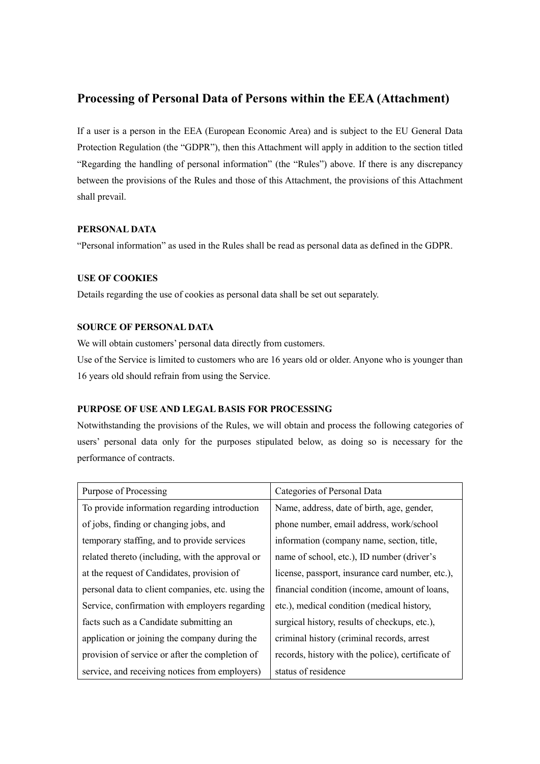# Processing of Personal Data of Persons within the EEA (Attachment)

If a user is a person in the EEA (European Economic Area) and is subject to the EU General Data Protection Regulation (the "GDPR"), then this Attachment will apply in addition to the section titled "Regarding the handling of personal information" (the "Rules") above. If there is any discrepancy between the provisions of the Rules and those of this Attachment, the provisions of this Attachment shall prevail.

**PERSONAL DATA**

"Personal information" as used in the Rules shall be read as personal data as defined in the GDPR.

**USE OF COOKIES**

Details regarding the use of cookies as personal data shall be set out separately.

**SOURCE OF PERSONAL DATA**

We will obtain customers' personal data directly from customers.

Use of the Service is limited to customers who are 16 years old or older. Anyone who is younger than 16 years old should refrain from using the Service.

**PURPOSE OF USE AND LEGAL BASIS FOR PROCESSING**

Notwithstanding the provisions of the Rules, we will obtain and process the following categories of users' personal data only for the purposes stipulated below, as doing so is necessary for the performance of contracts.

| Purpose of Processing | Categories of Personal Data |
| --- | --- |
| To provide information regarding introduction of jobs, finding or changing jobs, and temporary staffing, and to provide services related thereto (including, with the approval or at the request of Candidates, provision of personal data to client companies, etc. using the Service, confirmation with employers regarding facts such as a Candidate submitting an application or joining the company during the provision of service or after the completion of service, and receiving notices from employers) | Name, address, date of birth, age, gender, phone number, email address, work/school information (company name, section, title, name of school, etc.), ID number (driver's license, passport, insurance card number, etc.), financial condition (income, amount of loans, etc.), medical condition (medical history, surgical history, results of checkups, etc.), criminal history (criminal records, arrest records, history with the police), certificate of status of residence |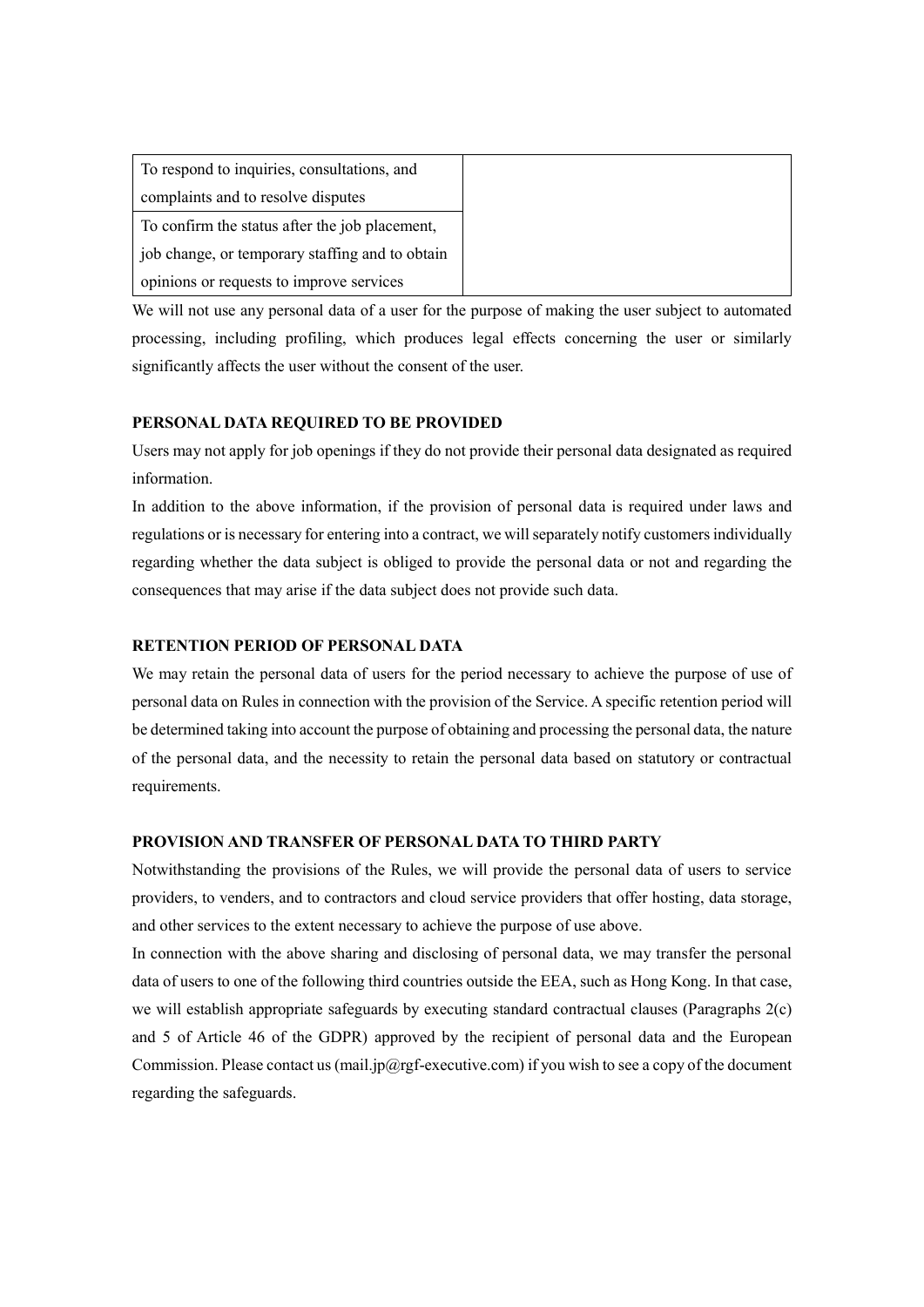| | |
|---|---|
| To respond to inquiries, consultations, and complaints and to resolve disputes | |
| To confirm the status after the job placement, job change, or temporary staffing and to obtain opinions or requests to improve services | |

We will not use any personal data of a user for the purpose of making the user subject to automated processing, including profiling, which produces legal effects concerning the user or similarly significantly affects the user without the consent of the user.

**PERSONAL DATA REQUIRED TO BE PROVIDED**

Users may not apply for job openings if they do not provide their personal data designated as required information.

In addition to the above information, if the provision of personal data is required under laws and regulations or is necessary for entering into a contract, we will separately notify customers individually regarding whether the data subject is obliged to provide the personal data or not and regarding the consequences that may arise if the data subject does not provide such data.

**RETENTION PERIOD OF PERSONAL DATA**

We may retain the personal data of users for the period necessary to achieve the purpose of use of personal data on Rules in connection with the provision of the Service. A specific retention period will be determined taking into account the purpose of obtaining and processing the personal data, the nature of the personal data, and the necessity to retain the personal data based on statutory or contractual requirements.

**PROVISION AND TRANSFER OF PERSONAL DATA TO THIRD PARTY**

Notwithstanding the provisions of the Rules, we will provide the personal data of users to service providers, to venders, and to contractors and cloud service providers that offer hosting, data storage, and other services to the extent necessary to achieve the purpose of use above.

In connection with the above sharing and disclosing of personal data, we may transfer the personal data of users to one of the following third countries outside the EEA, such as Hong Kong. In that case, we will establish appropriate safeguards by executing standard contractual clauses (Paragraphs 2(c) and 5 of Article 46 of the GDPR) approved by the recipient of personal data and the European Commission. Please contact us (mail.jp@rgf-executive.com) if you wish to see a copy of the document regarding the safeguards.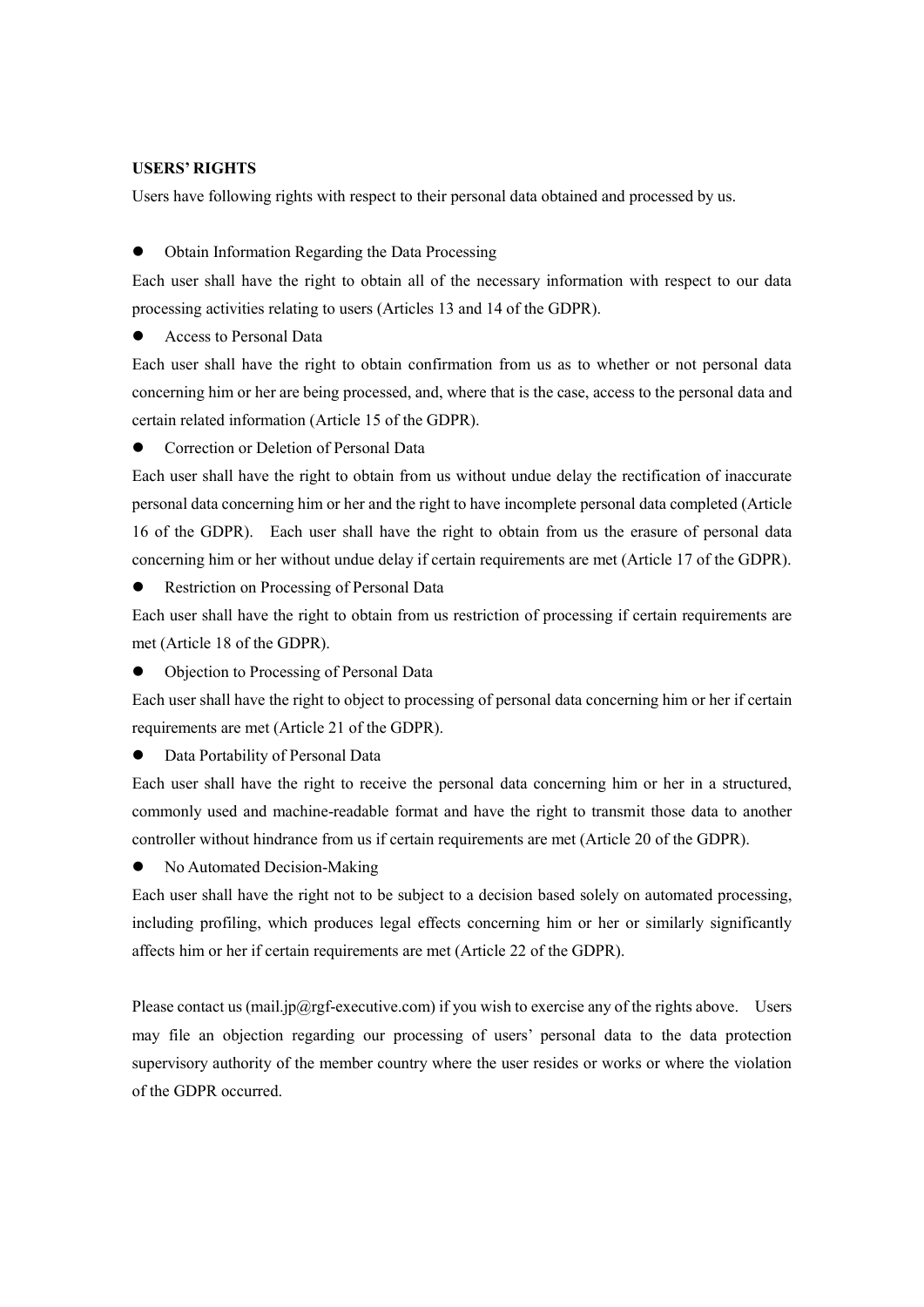**USERS' RIGHTS**

Users have following rights with respect to their personal data obtained and processed by us.

- Obtain Information Regarding the Data Processing

Each user shall have the right to obtain all of the necessary information with respect to our data processing activities relating to users (Articles 13 and 14 of the GDPR).

- Access to Personal Data

Each user shall have the right to obtain confirmation from us as to whether or not personal data concerning him or her are being processed, and, where that is the case, access to the personal data and certain related information (Article 15 of the GDPR).

- Correction or Deletion of Personal Data

Each user shall have the right to obtain from us without undue delay the rectification of inaccurate personal data concerning him or her and the right to have incomplete personal data completed (Article 16 of the GDPR). Each user shall have the right to obtain from us the erasure of personal data concerning him or her without undue delay if certain requirements are met (Article 17 of the GDPR).

- Restriction on Processing of Personal Data

Each user shall have the right to obtain from us restriction of processing if certain requirements are met (Article 18 of the GDPR).

- Objection to Processing of Personal Data

Each user shall have the right to object to processing of personal data concerning him or her if certain requirements are met (Article 21 of the GDPR).

- Data Portability of Personal Data

Each user shall have the right to receive the personal data concerning him or her in a structured, commonly used and machine-readable format and have the right to transmit those data to another controller without hindrance from us if certain requirements are met (Article 20 of the GDPR).

- No Automated Decision-Making

Each user shall have the right not to be subject to a decision based solely on automated processing, including profiling, which produces legal effects concerning him or her or similarly significantly affects him or her if certain requirements are met (Article 22 of the GDPR).

Please contact us (mail.jp@rgf-executive.com) if you wish to exercise any of the rights above. Users may file an objection regarding our processing of users' personal data to the data protection supervisory authority of the member country where the user resides or works or where the violation of the GDPR occurred.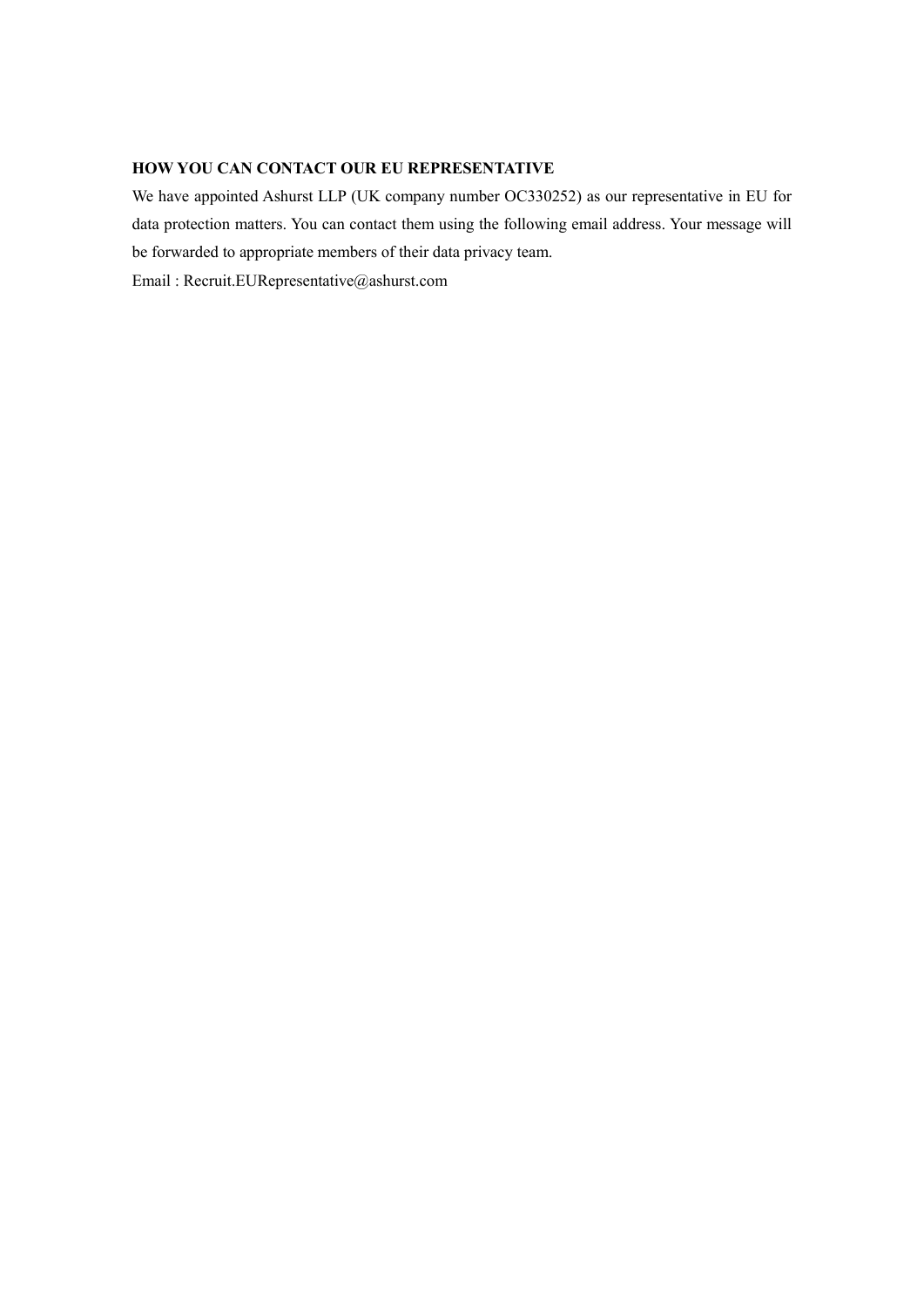**HOW YOU CAN CONTACT OUR EU REPRESENTATIVE**

We have appointed Ashurst LLP (UK company number OC330252) as our representative in EU for data protection matters. You can contact them using the following email address. Your message will be forwarded to appropriate members of their data privacy team.

Email : Recruit.EURepresentative@ashurst.com